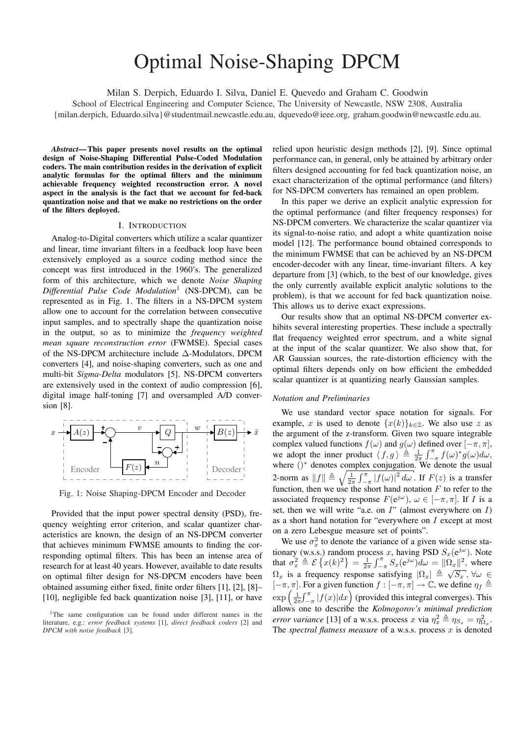# Optimal Noise-Shaping DPCM

Milan S. Derpich, Eduardo I. Silva, Daniel E. Quevedo and Graham C. Goodwin

School of Electrical Engineering and Computer Science, The University of Newcastle, NSW 2308, Australia

{milan.derpich, Eduardo.silva}@studentmail.newcastle.edu.au, dquevedo@ieee.org, graham.goodwin@newcastle.edu.au.

***Abstract*— This paper presents novel results on the optimal design of Noise-Shaping Differential Pulse-Coded Modulation coders. The main contribution resides in the derivation of explicit analytic formulas for the optimal filters and the minimum achievable frequency weighted reconstruction error. A novel aspect in the analysis is the fact that we account for fed-back quantization noise and that we make no restrictions on the order of the filters deployed.**

## I. Introduction

Analog-to-Digital converters which utilize a scalar quantizer and linear, time invariant filters in a feedback loop have been extensively employed as a source coding method since the concept was first introduced in the 1960's. The generalized form of this architecture, which we denote *Noise Shaping Differential Pulse Code Modulation*[1] (NS-DPCM), can be represented as in Fig. 1. The filters in a NS-DPCM system allow one to account for the correlation between consecutive input samples, and to spectrally shape the quantization noise in the output, so as to minimize the *frequency weighted mean square reconstruction error* (FWMSE). Special cases of the NS-DPCM architecture include $\Delta$-Modulators, DPCM converters [4], and noise-shaping converters, such as one and multi-bit *Sigma-Delta* modulators [5]. NS-DPCM converters are extensively used in the context of audio compression [6], digital image half-toning [7] and oversampled A/D conversion [8].

Fig. 1: Noise Shaping-DPCM Encoder and Decoder

Provided that the input power spectral density (PSD), frequency weighting error criterion, and scalar quantizer characteristics are known, the design of an NS-DPCM converter that achieves minimum FWMSE amounts to finding the corresponding optimal filters. This has been an intense area of research for at least 40 years. However, available to date results on optimal filter design for NS-DPCM encoders have been obtained assuming either fixed, finite order filters [1], [2], [8]–[10], negligible fed back quantization noise [3], [11], or have relied upon heuristic design methods [2], [9]. Since optimal performance can, in general, only be attained by arbitrary order filters designed accounting for fed back quantization noise, an exact characterization of the optimal performance (and filters) for NS-DPCM converters has remained an open problem.

In this paper we derive an explicit analytic expression for the optimal performance (and filter frequency responses) for NS-DPCM converters. We characterize the scalar quantizer via its signal-to-noise ratio, and adopt a white quantization noise model [12]. The performance bound obtained corresponds to the minimum FWMSE that can be achieved by an NS-DPCM encoder-decoder with any linear, time-invariant filters. A key departure from [3] (which, to the best of our knowledge, gives the only currently available explicit analytic solutions to the problem), is that we account for fed back quantization noise. This allows us to derive exact expressions.

Our results show that an optimal NS-DPCM converter exhibits several interesting properties. These include a spectrally flat frequency weighted error spectrum, and a white signal at the input of the scalar quantizer. We also show that, for AR Gaussian sources, the rate-distortion efficiency with the optimal filters depends only on how efficient the embedded scalar quantizer is at quantizing nearly Gaussian samples.

### *Notation and Preliminaries*

We use standard vector space notation for signals. For example, $x$ is used to denote $\{x(k)\}_{k\in\mathbb{Z}}$. We also use $z$ as the argument of the z-transform. Given two square integrable complex valued functions $f(\omega)$ and $g(\omega)$ defined over $[-\pi,\pi]$, we adopt the inner product $\langle f, g \rangle \triangleq \frac{1}{2\pi}\int_{-\pi}^{\pi} f(\omega)^* g(\omega) d\omega$, where $()^*$ denotes complex conjugation. We denote the usual 2-norm as $\|f\| \triangleq \sqrt{\frac{1}{2\pi}\int_{-\pi}^{\pi} |f(\omega)|^2 d\omega}$. If $F(z)$ is a transfer function, then we use the short hand notation $F$ to refer to the associated frequency response $F(e^{j\omega})$, $\omega \in [-\pi,\pi]$. If $I$ is a set, then we will write "a.e. on $I$" (almost everywhere on $I$) as a short hand notation for "everywhere on $I$ except at most on a zero Lebesgue measure set of points".

We use $\sigma_x^2$ to denote the variance of a given wide sense stationary (w.s.s.) random process $x$, having PSD $S_x(e^{j\omega})$. Note that $\sigma_x^2 \triangleq \mathcal{E}\{x(k)^2\} = \frac{1}{2\pi}\int_{-\pi}^{\pi} S_x(e^{j\omega})d\omega = \|\Omega_x\|^2$, where $\Omega_x$ is a frequency response satisfying $|\Omega_x| \triangleq \sqrt{S_x}$, $\forall \omega \in [-\pi,\pi]$. For a given function $f : [-\pi,\pi] \to \mathbb{C}$, we define $\eta_f \triangleq \exp\left(\frac{1}{2\pi}\int_{-\pi}^{\pi} |f(x)| dx\right)$ (provided this integral converges). This allows one to describe the *Kolmogorov's minimal prediction error variance* [13] of a w.s.s. process $x$ via $\eta_x^2 \triangleq \eta_{S_x} = \eta_{\Omega_x}^2$. The *spectral flatness measure* of a w.s.s. process $x$ is denoted

[1] The same configuration can be found under different names in the literature, e.g.: *error feedback systems* [1], *direct feedback coders* [2] and *DPCM with noise feedback* [3].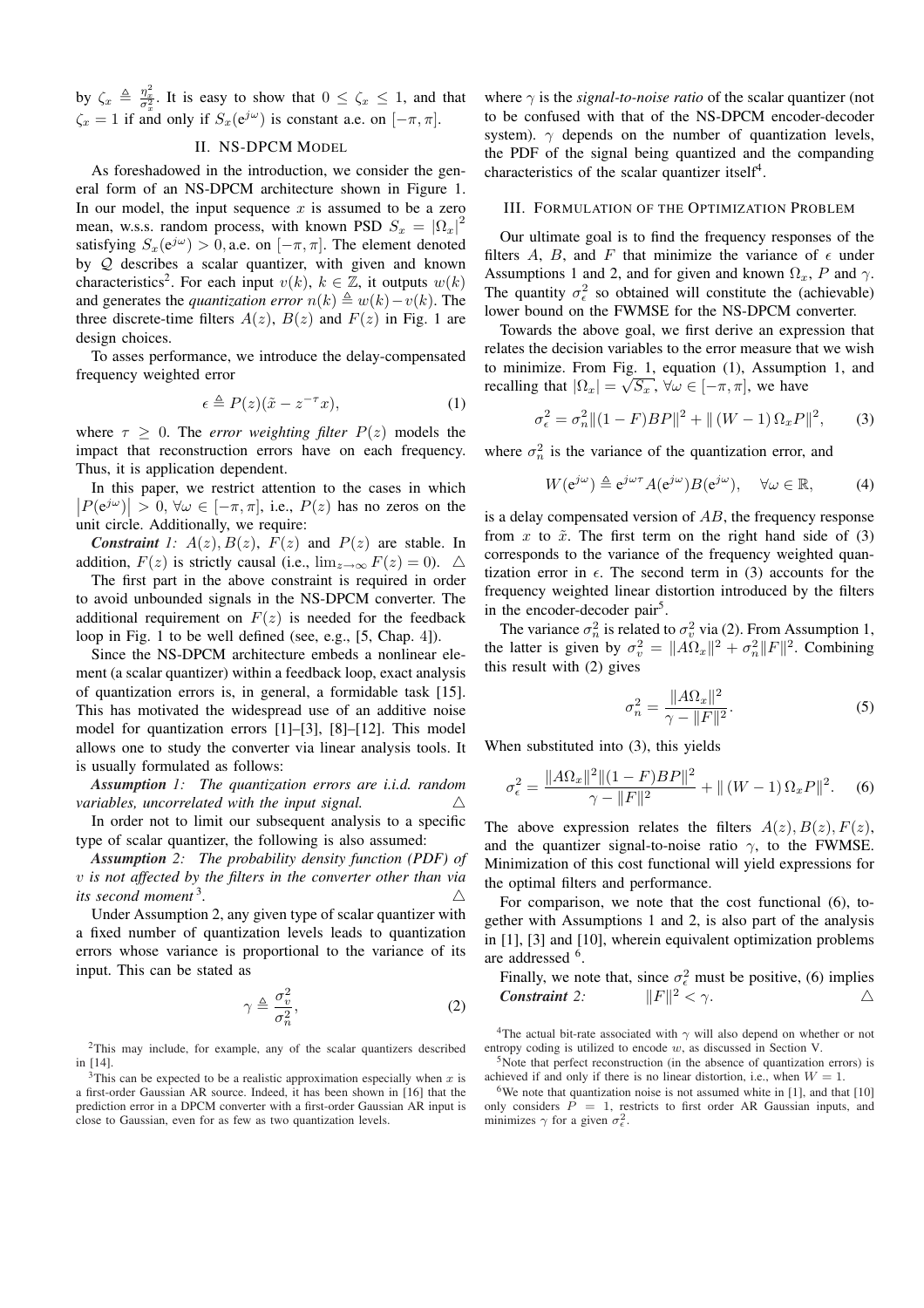by $\zeta_x \triangleq \frac{\eta_x^2}{\sigma_x^2}$. It is easy to show that $0 \leq \zeta_x \leq 1$, and that $\zeta_x = 1$ if and only if $S_x(e^{j\omega})$ is constant a.e. on $[-\pi, \pi]$.

## II. NS-DPCM Model

As foreshadowed in the introduction, we consider the general form of an NS-DPCM architecture shown in Figure 1. In our model, the input sequence $x$ is assumed to be a zero mean, w.s.s. random process, with known PSD $S_x = |\Omega_x|^2$ satisfying $S_x(e^{j\omega}) > 0$, a.e. on $[-\pi, \pi]$. The element denoted by $\mathcal{Q}$ describes a scalar quantizer, with given and known characteristics[2]. For each input $v(k)$, $k \in \mathbb{Z}$, it outputs $w(k)$ and generates the *quantization error* $n(k) \triangleq w(k) - v(k)$. The three discrete-time filters $A(z)$, $B(z)$ and $F(z)$ in Fig. 1 are design choices.

To asses performance, we introduce the delay-compensated frequency weighted error

$$\epsilon \triangleq P(z)(\tilde{x} - z^{-\tau} x), \tag{1}$$

where $\tau \geq 0$. The *error weighting filter* $P(z)$ models the impact that reconstruction errors have on each frequency. Thus, it is application dependent.

In this paper, we restrict attention to the cases in which $|P(e^{j\omega})| > 0$, $\forall \omega \in [-\pi, \pi]$, i.e., $P(z)$ has no zeros on the unit circle. Additionally, we require:

***Constraint 1:*** *$A(z)$, $B(z)$, $F(z)$ and $P(z)$ are stable. In addition, $F(z)$ is strictly causal (i.e., $\lim_{z\to\infty} F(z) = 0$).* $\triangle$

The first part in the above constraint is required in order to avoid unbounded signals in the NS-DPCM converter. The additional requirement on $F(z)$ is needed for the feedback loop in Fig. 1 to be well defined (see, e.g., [5, Chap. 4]).

Since the NS-DPCM architecture embeds a nonlinear element (a scalar quantizer) within a feedback loop, exact analysis of quantization errors is, in general, a formidable task [15]. This has motivated the widespread use of an additive noise model for quantization errors [1]–[3], [8]–[12]. This model allows one to study the converter via linear analysis tools. It is usually formulated as follows:

***Assumption 1:*** *The quantization errors are i.i.d. random variables, uncorrelated with the input signal.* $\triangle$

In order not to limit our subsequent analysis to a specific type of scalar quantizer, the following is also assumed:

***Assumption 2:*** *The probability density function (PDF) of $v$ is not affected by the filters in the converter other than via its second moment*[3]. $\triangle$

Under Assumption 2, any given type of scalar quantizer with a fixed number of quantization levels leads to quantization errors whose variance is proportional to the variance of its input. This can be stated as

$$\gamma \triangleq \frac{\sigma_v^2}{\sigma_n^2}, \tag{2}$$

where $\gamma$ is the *signal-to-noise ratio* of the scalar quantizer (not to be confused with that of the NS-DPCM encoder-decoder system). $\gamma$ depends on the number of quantization levels, the PDF of the signal being quantized and the companding characteristics of the scalar quantizer itself[4].

## III. Formulation of the Optimization Problem

Our ultimate goal is to find the frequency responses of the filters $A$, $B$, and $F$ that minimize the variance of $\epsilon$ under Assumptions 1 and 2, and for given and known $\Omega_x$, $P$ and $\gamma$. The quantity $\sigma_\epsilon^2$ so obtained will constitute the (achievable) lower bound on the FWMSE for the NS-DPCM converter.

Towards the above goal, we first derive an expression that relates the decision variables to the error measure that we wish to minimize. From Fig. 1, equation (1), Assumption 1, and recalling that $|\Omega_x| = \sqrt{S_x}$, $\forall \omega \in [-\pi, \pi]$, we have

$$\sigma_\epsilon^2 = \sigma_n^2 \|(1 - F)BP\|^2 + \|(W - 1)\,\Omega_x P\|^2, \tag{3}$$

where $\sigma_n^2$ is the variance of the quantization error, and

$$W(e^{j\omega}) \triangleq e^{j\omega\tau} A(e^{j\omega}) B(e^{j\omega}), \quad \forall \omega \in \mathbb{R}, \tag{4}$$

is a delay compensated version of $AB$, the frequency response from $x$ to $\tilde{x}$. The first term on the right hand side of (3) corresponds to the variance of the frequency weighted quantization error in $\epsilon$. The second term in (3) accounts for the frequency weighted linear distortion introduced by the filters in the encoder-decoder pair[5].

The variance $\sigma_n^2$ is related to $\sigma_v^2$ via (2). From Assumption 1, the latter is given by $\sigma_v^2 = \|A\Omega_x\|^2 + \sigma_n^2 \|F\|^2$. Combining this result with (2) gives

$$\sigma_n^2 = \frac{\|A\Omega_x\|^2}{\gamma - \|F\|^2}. \tag{5}$$

When substituted into (3), this yields

$$\sigma_\epsilon^2 = \frac{\|A\Omega_x\|^2 \|(1 - F)BP\|^2}{\gamma - \|F\|^2} + \|(W - 1)\,\Omega_x P\|^2. \tag{6}$$

The above expression relates the filters $A(z)$, $B(z)$, $F(z)$, and the quantizer signal-to-noise ratio $\gamma$, to the FWMSE. Minimization of this cost functional will yield expressions for the optimal filters and performance.

For comparison, we note that the cost functional (6), together with Assumptions 1 and 2, is also part of the analysis in [1], [3] and [10], wherein equivalent optimization problems are addressed [6].

Finally, we note that, since $\sigma_\epsilon^2$ must be positive, (6) implies

***Constraint 2:*** $\|F\|^2 < \gamma$. $\triangle$

---

[2] This may include, for example, any of the scalar quantizers described in [14].

[3] This can be expected to be a realistic approximation especially when $x$ is a first-order Gaussian AR source. Indeed, it has been shown in [16] that the prediction error in a DPCM converter with a first-order Gaussian AR input is close to Gaussian, even for as few as two quantization levels.

[4] The actual bit-rate associated with $\gamma$ will also depend on whether or not entropy coding is utilized to encode $w$, as discussed in Section V.

[5] Note that perfect reconstruction (in the absence of quantization errors) is achieved if and only if there is no linear distortion, i.e., when $W = 1$.

[6] We note that quantization noise is not assumed white in [1], and that [10] only considers $P = 1$, restricts to first order AR Gaussian inputs, and minimizes $\gamma$ for a given $\sigma_\epsilon^2$.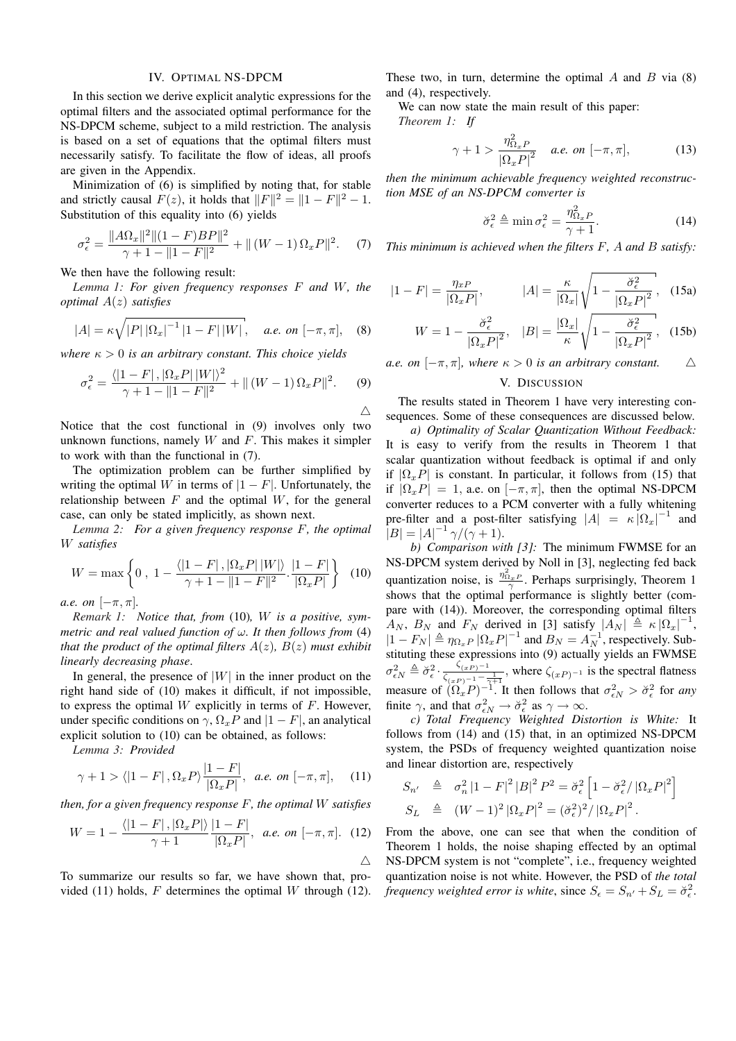## IV. Optimal NS-DPCM

In this section we derive explicit analytic expressions for the optimal filters and the associated optimal performance for the NS-DPCM scheme, subject to a mild restriction. The analysis is based on a set of equations that the optimal filters must necessarily satisfy. To facilitate the flow of ideas, all proofs are given in the Appendix.

Minimization of (6) is simplified by noting that, for stable and strictly causal $F(z)$, it holds that $\|F\|^2 = \|1-F\|^2 - 1$. Substitution of this equality into (6) yields

$$\sigma_\epsilon^2 = \frac{\|A\Omega_x\|^2 \|(1-F)BP\|^2}{\gamma + 1 - \|1-F\|^2} + \|(W-1)\,\Omega_x P\|^2. \quad (7)$$

We then have the following result:

*Lemma 1: For given frequency responses $F$ and $W$, the optimal $A(z)$ satisfies*

$$|A| = \kappa \sqrt{|P|\,|\Omega_x|^{-1}\,|1-F|\,|W|}, \quad \textit{a.e. on } [-\pi,\pi], \quad (8)$$

*where $\kappa > 0$ is an arbitrary constant. This choice yields*

$$\sigma_\epsilon^2 = \frac{\langle |1-F|\,, |\Omega_x P|\,|W|\rangle^2}{\gamma + 1 - \|1-F\|^2} + \|(W-1)\,\Omega_x P\|^2. \quad (9)$$

△

Notice that the cost functional in (9) involves only two unknown functions, namely $W$ and $F$. This makes it simpler to work with than the functional in (7).

The optimization problem can be further simplified by writing the optimal $W$ in terms of $|1-F|$. Unfortunately, the relationship between $F$ and the optimal $W$, for the general case, can only be stated implicitly, as shown next.

*Lemma 2: For a given frequency response $F$, the optimal $W$ satisfies*

$$W = \max\left\{0\,,\; 1 - \frac{\langle |1-F|\,, |\Omega_x P|\,|W|\rangle}{\gamma + 1 - \|1-F\|^2} \cdot \frac{|1-F|}{|\Omega_x P|}\right\} \quad (10)$$

*a.e. on $[-\pi,\pi]$.*

*Remark 1: Notice that, from* (10)*, $W$ is a positive, symmetric and real valued function of $\omega$. It then follows from* (4) *that the product of the optimal filters $A(z)$, $B(z)$ must exhibit linearly decreasing phase.*

In general, the presence of $|W|$ in the inner product on the right hand side of (10) makes it difficult, if not impossible, to express the optimal $W$ explicitly in terms of $F$. However, under specific conditions on $\gamma$, $\Omega_x P$ and $|1-F|$, an analytical explicit solution to (10) can be obtained, as follows:

*Lemma 3: Provided*

$$\gamma + 1 > \langle |1-F|\,, \Omega_x P\rangle \frac{|1-F|}{|\Omega_x P|}, \quad \textit{a.e. on } [-\pi,\pi], \quad (11)$$

*then, for a given frequency response $F$, the optimal $W$ satisfies*

$$W = 1 - \frac{\langle |1-F|\,, |\Omega_x P|\rangle}{\gamma+1} \frac{|1-F|}{|\Omega_x P|}, \quad \textit{a.e. on } [-\pi,\pi]. \quad (12)$$

△

To summarize our results so far, we have shown that, provided (11) holds, $F$ determines the optimal $W$ through (12). These two, in turn, determine the optimal $A$ and $B$ via (8) and (4), respectively.

We can now state the main result of this paper:

*Theorem 1: If*

$$\gamma + 1 > \frac{\eta^2_{\Omega_x P}}{|\Omega_x P|^2} \quad \textit{a.e. on } [-\pi,\pi], \quad (13)$$

*then the minimum achievable frequency weighted reconstruction MSE of an NS-DPCM converter is*

$$\breve{\sigma}_\epsilon^2 \triangleq \min \sigma_\epsilon^2 = \frac{\eta^2_{\Omega_x P}}{\gamma+1}. \quad (14)$$

*This minimum is achieved when the filters $F$, $A$ and $B$ satisfy:*

$$|1-F| = \frac{\eta_{xP}}{|\Omega_x P|}, \qquad |A| = \frac{\kappa}{|\Omega_x|}\sqrt{1 - \frac{\breve{\sigma}_\epsilon^2}{|\Omega_x P|^2}}, \quad (15a)$$

$$W = 1 - \frac{\breve{\sigma}_\epsilon^2}{|\Omega_x P|^2}, \quad |B| = \frac{|\Omega_x|}{\kappa}\sqrt{1 - \frac{\breve{\sigma}_\epsilon^2}{|\Omega_x P|^2}}, \quad (15b)$$

*a.e. on $[-\pi,\pi]$, where $\kappa > 0$ is an arbitrary constant.* △

## V. Discussion

The results stated in Theorem 1 have very interesting consequences. Some of these consequences are discussed below.

*a) Optimality of Scalar Quantization Without Feedback:* It is easy to verify from the results in Theorem 1 that scalar quantization without feedback is optimal if and only if $|\Omega_x P|$ is constant. In particular, it follows from (15) that if $|\Omega_x P| = 1$, a.e. on $[-\pi,\pi]$, then the optimal NS-DPCM converter reduces to a PCM converter with a fully whitening pre-filter and a post-filter satisfying $|A| = \kappa\,|\Omega_x|^{-1}$ and $|B| = |A|^{-1}\gamma/(\gamma+1)$.

*b) Comparison with [3]:* The minimum FWMSE for an NS-DPCM system derived by Noll in [3], neglecting fed back quantization noise, is $\frac{\eta^2_{\Omega_x P}}{\gamma}$. Perhaps surprisingly, Theorem 1 shows that the optimal performance is slightly better (compare with (14)). Moreover, the corresponding optimal filters $A_N$, $B_N$ and $F_N$ derived in [3] satisfy $|A_N| \triangleq \kappa\,|\Omega_x|^{-1}$, $|1-F_N| \triangleq \eta_{\Omega_x P}\,|\Omega_x P|^{-1}$ and $B_N = A_N^{-1}$, respectively. Substituting these expressions into (9) actually yields an FWMSE $\sigma_{\epsilon N}^2 \triangleq \breve{\sigma}_\epsilon^2 \cdot \frac{\zeta_{(xP)^{-1}}}{\zeta_{(xP)^{-1}} - \frac{1}{\gamma+1}}$, where $\zeta_{(xP)^{-1}}$ is the spectral flatness measure of $(\Omega_x P)^{-1}$. It then follows that $\sigma_{\epsilon N}^2 > \breve{\sigma}_\epsilon^2$ for *any* finite $\gamma$, and that $\sigma_{\epsilon N}^2 \to \breve{\sigma}_\epsilon^2$ as $\gamma \to \infty$.

*c) Total Frequency Weighted Distortion is White:* It follows from (14) and (15) that, in an optimized NS-DPCM system, the PSDs of frequency weighted quantization noise and linear distortion are, respectively

$$S_{n'} \;\triangleq\; \sigma_n^2\,|1-F|^2\,|B|^2\,P^2 = \breve{\sigma}_\epsilon^2\left[1 - \breve{\sigma}_\epsilon^2/\,|\Omega_x P|^2\right]$$

$$S_L \;\triangleq\; (W-1)^2\,|\Omega_x P|^2 = (\breve{\sigma}_\epsilon^2)^2/\,|\Omega_x P|^2.$$

From the above, one can see that when the condition of Theorem 1 holds, the noise shaping effected by an optimal NS-DPCM system is not "complete", i.e., frequency weighted quantization noise is not white. However, the PSD of *the total frequency weighted error is white*, since $S_\epsilon = S_{n'} + S_L = \breve{\sigma}_\epsilon^2$.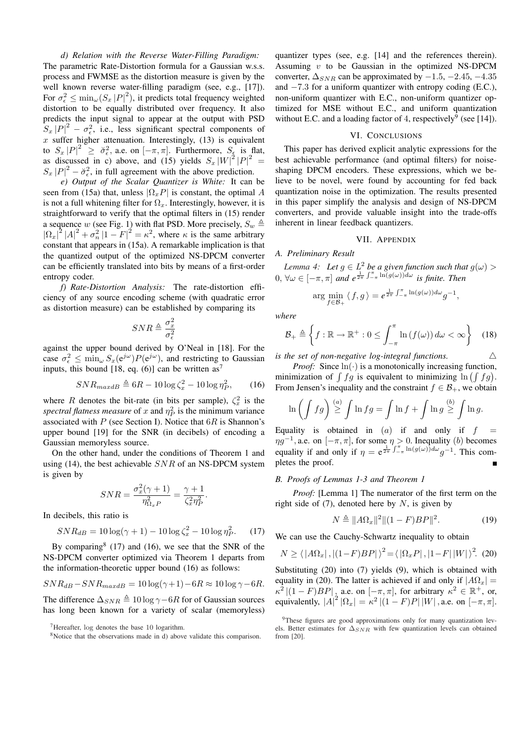*d) Relation with the Reverse Water-Filling Paradigm:* The parametric Rate-Distortion formula for a Gaussian w.s.s. process and FWMSE as the distortion measure is given by the well known reverse water-filling paradigm (see, e.g., [17]). For $\sigma_\epsilon^2 \leq \min_\omega (S_x |P|^2)$, it predicts total frequency weighted distortion to be equally distributed over frequency. It also predicts the input signal to appear at the output with PSD $S_x |P|^2 - \sigma_\epsilon^2$, i.e., less significant spectral components of $x$ suffer higher attenuation. Interestingly, (13) is equivalent to $S_x |P|^2 \geq \breve{\sigma}_\epsilon^2$, a.e. on $[-\pi, \pi]$. Furthermore, $S_\epsilon$ is flat, as discussed in c) above, and (15) yields $S_x |W|^2 |P|^2 = S_x |P|^2 - \breve{\sigma}_\epsilon^2$, in full agreement with the above prediction.

*e) Output of the Scalar Quantizer is White:* It can be seen from (15a) that, unless $|\Omega_x P|$ is constant, the optimal $A$ is not a full whitening filter for $\Omega_x$. Interestingly, however, it is straightforward to verify that the optimal filters in (15) render a sequence $w$ (see Fig. 1) with flat PSD. More precisely, $S_w \triangleq |\Omega_x|^2 |A|^2 + \sigma_n^2 |1-F|^2 = \kappa^2$, where $\kappa$ is the same arbitrary constant that appears in (15a). A remarkable implication is that the quantized output of the optimized NS-DPCM converter can be efficiently translated into bits by means of a first-order entropy coder.

*f) Rate-Distortion Analysis:* The rate-distortion efficiency of any source encoding scheme (with quadratic error as distortion measure) can be established by comparing its

$$SNR \triangleq \frac{\sigma_x^2}{\sigma_\epsilon^2}$$

against the upper bound derived by O'Neal in [18]. For the case $\sigma_\epsilon^2 \leq \min_\omega S_x(e^{j\omega})P(e^{j\omega})$, and restricting to Gaussian inputs, this bound [18, eq. (6)] can be written as[7]

$$SNR_{maxdB} \triangleq 6R - 10\log\zeta_x^2 - 10\log\eta_P^2, \qquad (16)$$

where $R$ denotes the bit-rate (in bits per sample), $\zeta_x^2$ is the *spectral flatness measure* of $x$ and $\eta_P^2$ is the minimum variance associated with $P$ (see Section I). Notice that $6R$ is Shannon's upper bound [19] for the SNR (in decibels) of encoding a Gaussian memoryless source.

On the other hand, under the conditions of Theorem 1 and using (14), the best achievable $SNR$ of an NS-DPCM system is given by

$$SNR = \frac{\sigma_x^2(\gamma+1)}{\eta_{\Omega_x P}^2} = \frac{\gamma+1}{\zeta_x^2 \eta_P^2}.$$

In decibels, this ratio is

$$SNR_{dB} = 10\log(\gamma+1) - 10\log\zeta_x^2 - 10\log\eta_P^2. \qquad (17)$$

By comparing[8] (17) and (16), we see that the SNR of the NS-DPCM converter optimized via Theorem 1 departs from the information-theoretic upper bound (16) as follows:

$$SNR_{dB} - SNR_{maxdB} = 10\log(\gamma+1) - 6R \approx 10\log\gamma - 6R.$$

The difference $\Delta_{SNR} \triangleq 10\log\gamma - 6R$ for of Gaussian sources has long been known for a variety of scalar (memoryless) quantizer types (see, e.g. [14] and the references therein). Assuming $v$ to be Gaussian in the optimized NS-DPCM converter, $\Delta_{SNR}$ can be approximated by $-1.5$, $-2.45$, $-4.35$ and $-7.3$ for a uniform quantizer with entropy coding (E.C.), non-uniform quantizer with E.C., non-uniform quantizer optimized for MSE without E.C., and uniform quantization without E.C. and a loading factor of 4, respectively[9] (see [14]).

[7] Hereafter, $\log$ denotes the base 10 logarithm.

[8] Notice that the observations made in d) above validate this comparison.

[9] These figures are good approximations only for many quantization levels. Better estimates for $\Delta_{SNR}$ with few quantization levels can obtained from [20].

## VI. Conclusions

This paper has derived explicit analytic expressions for the best achievable performance (and optimal filters) for noise-shaping DPCM encoders. These expressions, which we believe to be novel, were found by accounting for fed back quantization noise in the optimization. The results presented in this paper simplify the analysis and design of NS-DPCM converters, and provide valuable insight into the trade-offs inherent in linear feedback quantizers.

## VII. Appendix

### A. Preliminary Result

*Lemma 4: Let $g \in L^2$ be a given function such that $g(\omega) > 0$, $\forall \omega \in [-\pi, \pi]$ and $e^{\frac{1}{2\pi}\int_{-\pi}^{\pi}\ln(g(\omega))d\omega}$ is finite. Then*

$$\arg\min_{f \in \mathcal{B}_+} \langle f, g \rangle = e^{\frac{1}{2\pi}\int_{-\pi}^{\pi}\ln(g(\omega))d\omega} g^{-1},$$

*where*

$$\mathcal{B}_+ \triangleq \left\{ f : \mathbb{R} \to \mathbb{R}^+ : 0 \leq \int_{-\pi}^{\pi} \ln(f(\omega))\, d\omega < \infty \right\} \qquad (18)$$

*is the set of non-negative log-integral functions.* △

*Proof:* Since $\ln(\cdot)$ is a monotonically increasing function, minimization of $\int fg$ is equivalent to minimizing $\ln\left(\int fg\right)$. From Jensen's inequality and the constraint $f \in \mathcal{B}_+$, we obtain

$$\ln\left(\int fg\right) \overset{(a)}{\geq} \int \ln fg = \int \ln f + \int \ln g \overset{(b)}{\geq} \int \ln g.$$

Equality is obtained in $(a)$ if and only if $f = \eta g^{-1}$, a.e. on $[-\pi, \pi]$, for some $\eta > 0$. Inequality $(b)$ becomes equality if and only if $\eta = e^{\frac{1}{2\pi}\int_{-\pi}^{\pi}\ln(g(\omega))d\omega} g^{-1}$. This completes the proof. ■

### B. Proofs of Lemmas 1-3 and Theorem 1

*Proof:* [Lemma 1] The numerator of the first term on the right side of (7), denoted here by $N$, is given by

$$N \triangleq \|A\Omega_x\|^2 \|(1-F)BP\|^2. \qquad (19)$$

We can use the Cauchy-Schwartz inequality to obtain

$$N \geq \langle |A\Omega_x|, |(1-F)BP| \rangle^2 = \langle |\Omega_x P|, |1-F|\,|W| \rangle^2. \quad (20)$$

Substituting (20) into (7) yields (9), which is obtained with equality in (20). The latter is achieved if and only if $|A\Omega_x| = \kappa^2 |(1-F)BP|$, a.e. on $[-\pi, \pi]$, for arbitrary $\kappa^2 \in \mathbb{R}^+$, or, equivalently, $|A|^2 |\Omega_x| = \kappa^2 |(1-F)P|\,|W|$, a.e. on $[-\pi, \pi]$.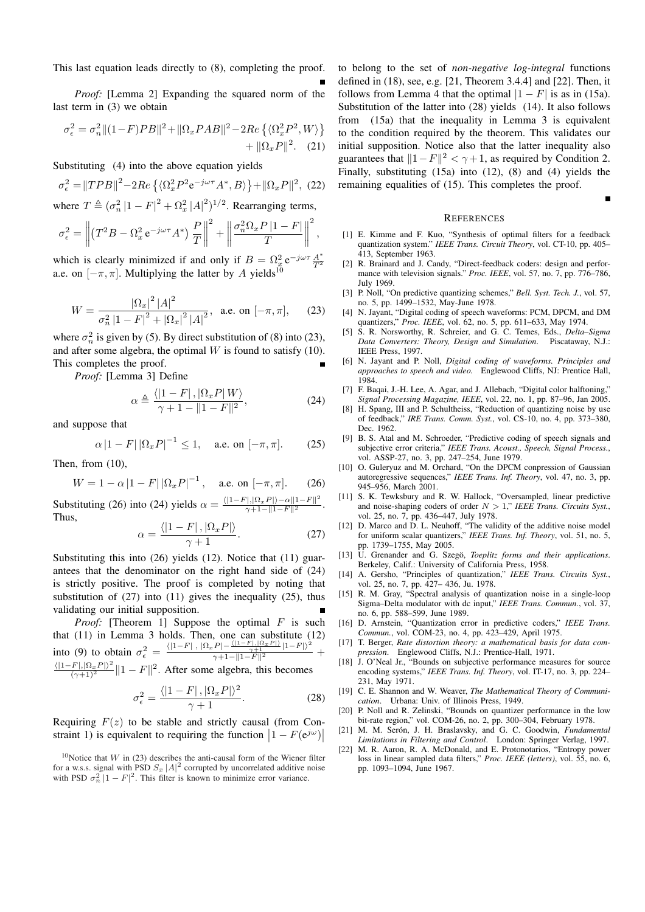This last equation leads directly to (8), completing the proof. ∎

*Proof:* [Lemma 2] Expanding the squared norm of the last term in (3) we obtain

$$\sigma_\epsilon^2 = \sigma_n^2 \|(1-F)PB\|^2 + \|\Omega_x PAB\|^2 - 2Re\left\{\langle \Omega_x^2 P^2, W\rangle\right\} + \|\Omega_x P\|^2. \quad (21)$$

Substituting (4) into the above equation yields

$$\sigma_\epsilon^2 = \|TPB\|^2 - 2Re\left\{\langle \Omega_x^2 P^2 \mathrm{e}^{-j\omega\tau} A^*, B\rangle\right\} + \|\Omega_x P\|^2, \quad (22)$$

where $T \triangleq (\sigma_n^2 |1-F|^2 + \Omega_x^2 |A|^2)^{1/2}$. Rearranging terms,

$$\sigma_\epsilon^2 = \left\| \left(T^2 B - \Omega_x^2 \mathrm{e}^{-j\omega\tau} A^*\right) \frac{P}{T}\right\|^2 + \left\| \frac{\sigma_n^2 \Omega_x P |1-F|}{T}\right\|^2,$$

which is clearly minimized if and only if $B = \Omega_x^2 \mathrm{e}^{-j\omega\tau}\frac{A^*}{T^2}$ a.e. on $[-\pi,\pi]$. Multiplying the latter by $A$ yields[10]

$$W = \frac{|\Omega_x|^2 |A|^2}{\sigma_n^2 |1-F|^2 + |\Omega_x|^2 |A|^2}, \quad \text{a.e. on } [-\pi,\pi], \quad (23)$$

where $\sigma_n^2$ is given by (5). By direct substitution of (8) into (23), and after some algebra, the optimal $W$ is found to satisfy (10). This completes the proof. ∎

*Proof:* [Lemma 3] Define

$$\alpha \triangleq \frac{\langle |1-F|, |\Omega_x P|\, W\rangle}{\gamma + 1 - \|1-F\|^2}, \quad (24)$$

and suppose that

$$\alpha |1-F| \, |\Omega_x P|^{-1} \leq 1, \quad \text{a.e. on } [-\pi,\pi]. \quad (25)$$

Then, from (10),

$$W = 1 - \alpha |1-F| \, |\Omega_x P|^{-1}, \quad \text{a.e. on } [-\pi,\pi]. \quad (26)$$

Substituting (26) into (24) yields $\alpha = \frac{\langle |1-F|, |\Omega_x P|\rangle - \alpha \|1-F\|^2}{\gamma + 1 - \|1-F\|^2}$. Thus,

$$\alpha = \frac{\langle |1-F|, |\Omega_x P|\rangle}{\gamma + 1}. \quad (27)$$

Substituting this into (26) yields (12). Notice that (11) guarantees that the denominator on the right hand side of (24) is strictly positive. The proof is completed by noting that substitution of (27) into (11) gives the inequality (25), thus validating our initial supposition. ∎

*Proof:* [Theorem 1] Suppose the optimal $F$ is such that (11) in Lemma 3 holds. Then, one can substitute (12) into (9) to obtain $\sigma_\epsilon^2 = \frac{\langle |1-F|\,,\, |\Omega_x P| - \frac{\langle |1-F|, |\Omega_x P|\rangle}{\gamma+1} |1-F|\rangle^2}{\gamma + 1 - \|1-F\|^2} + \frac{\langle |1-F|, |\Omega_x P|\rangle^2}{(\gamma+1)^2} \|1-F\|^2$. After some algebra, this becomes

$$\sigma_\epsilon^2 = \frac{\langle |1-F|\,, |\Omega_x P|\rangle^2}{\gamma + 1}. \quad (28)$$

Requiring $F(z)$ to be stable and strictly causal (from Constraint 1) is equivalent to requiring the function $\left|1 - F(\mathrm{e}^{j\omega})\right|$ to belong to the set of *non-negative log-integral* functions defined in (18), see, e.g. [21, Theorem 3.4.4] and [22]. Then, it follows from Lemma 4 that the optimal $|1-F|$ is as in (15a). Substitution of the latter into (28) yields (14). It also follows from (15a) that the inequality in Lemma 3 is equivalent to the condition required by the theorem. This validates our initial supposition. Notice also that the latter inequality also guarantees that $\|1-F\|^2 < \gamma + 1$, as required by Condition 2. Finally, substituting (15a) into (12), (8) and (4) yields the remaining equalities of (15). This completes the proof. ∎

[10] Notice that $W$ in (23) describes the anti-causal form of the Wiener filter for a w.s.s. signal with PSD $S_x |A|^2$ corrupted by uncorrelated additive noise with PSD $\sigma_n^2 |1-F|^2$. This filter is known to minimize error variance.

## References

[1] E. Kimme and F. Kuo, "Synthesis of optimal filters for a feedback quantization system." *IEEE Trans. Circuit Theory*, vol. CT-10, pp. 405–413, September 1963.

[2] R. Brainard and J. Candy, "Direct-feedback coders: design and performance with television signals." *Proc. IEEE*, vol. 57, no. 7, pp. 776–786, July 1969.

[3] P. Noll, "On predictive quantizing schemes," *Bell. Syst. Tech. J.*, vol. 57, no. 5, pp. 1499–1532, May-June 1978.

[4] N. Jayant, "Digital coding of speech waveforms: PCM, DPCM, and DM quantizers," *Proc. IEEE*, vol. 62, no. 5, pp. 611–633, May 1974.

[5] S. R. Norsworthy, R. Schreier, and G. C. Temes, Eds., *Delta–Sigma Data Converters: Theory, Design and Simulation*. Piscataway, N.J.: IEEE Press, 1997.

[6] N. Jayant and P. Noll, *Digital coding of waveforms. Principles and approaches to speech and video.* Englewood Cliffs, NJ: Prentice Hall, 1984.

[7] F. Baqai, J.-H. Lee, A. Agar, and J. Allebach, "Digital color halftoning," *Signal Processing Magazine, IEEE*, vol. 22, no. 1, pp. 87–96, Jan 2005.

[8] H. Spang, III and P. Schultheiss, "Reduction of quantizing noise by use of feedback," *IRE Trans. Comm. Syst.*, vol. CS-10, no. 4, pp. 373–380, Dec. 1962.

[9] B. S. Atal and M. Schroeder, "Predictive coding of speech signals and subjective error criteria," *IEEE Trans. Acoust., Speech, Signal Process.*, vol. ASSP-27, no. 3, pp. 247–254, June 1979.

[10] O. Guleryuz and M. Orchard, "On the DPCM conpression of Gaussian autoregressive sequences," *IEEE Trans. Inf. Theory*, vol. 47, no. 3, pp. 945–956, March 2001.

[11] S. K. Tewksbury and R. W. Hallock, "Oversampled, linear predictive and noise-shaping coders of order $N > 1$," *IEEE Trans. Circuits Syst.*, vol. 25, no. 7, pp. 436–447, July 1978.

[12] D. Marco and D. L. Neuhoff, "The validity of the additive noise model for uniform scalar quantizers," *IEEE Trans. Inf. Theory*, vol. 51, no. 5, pp. 1739–1755, May 2005.

[13] U. Grenander and G. Szegö, *Toeplitz forms and their applications*. Berkeley, Calif.: University of California Press, 1958.

[14] A. Gersho, "Principles of quantization," *IEEE Trans. Circuits Syst.*, vol. 25, no. 7, pp. 427– 436, Ju. 1978.

[15] R. M. Gray, "Spectral analysis of quantization noise in a single-loop Sigma–Delta modulator with dc input," *IEEE Trans. Commun.*, vol. 37, no. 6, pp. 588–599, June 1989.

[16] D. Arnstein, "Quantization error in predictive coders," *IEEE Trans. Commun.*, vol. COM-23, no. 4, pp. 423–429, April 1975.

[17] T. Berger, *Rate distortion theory: a mathematical basis for data compression*. Englewood Cliffs, N.J.: Prentice-Hall, 1971.

[18] J. O'Neal Jr., "Bounds on subjective performance measures for source encoding systems," *IEEE Trans. Inf. Theory*, vol. IT-17, no. 3, pp. 224–231, May 1971.

[19] C. E. Shannon and W. Weaver, *The Mathematical Theory of Communication*. Urbana: Univ. of Illinois Press, 1949.

[20] P. Noll and R. Zelinski, "Bounds on quantizer performance in the low bit-rate region," vol. COM-26, no. 2, pp. 300–304, February 1978.

[21] M. M. Serón, J. H. Braslavsky, and G. C. Goodwin, *Fundamental Limitations in Filtering and Control*. London: Springer Verlag, 1997.

[22] M. R. Aaron, R. A. McDonald, and E. Protonotarios, "Entropy power loss in linear sampled data filters," *Proc. IEEE (letters)*, vol. 55, no. 6, pp. 1093–1094, June 1967.